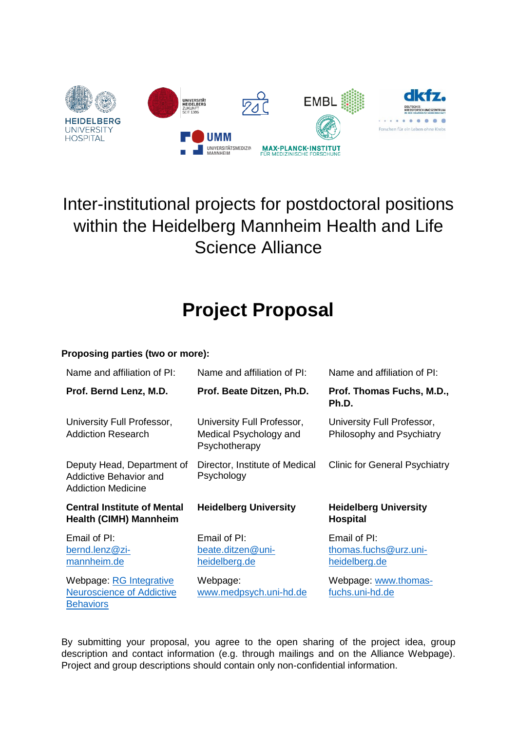# Inter-institutional projects for postdoctoral positions within the Heidelberg Mannheim Health and Life Science Alliance

# Project Proposal

**Proposing parties (two or more):**

| Name and affiliation of PI: | Name and affiliation of PI: | Name and affiliation of PI: |
|---|---|---|
| **Prof. Bernd Lenz, M.D.** | **Prof. Beate Ditzen, Ph.D.** | **Prof. Thomas Fuchs, M.D., Ph.D.** |
| University Full Professor, Addiction Research | University Full Professor, Medical Psychology and Psychotherapy | University Full Professor, Philosophy and Psychiatry |
| Deputy Head, Department of Addictive Behavior and Addiction Medicine | Director, Institute of Medical Psychology | Clinic for General Psychiatry |
| **Central Institute of Mental Health (CIMH) Mannheim** | **Heidelberg University** | **Heidelberg University Hospital** |
| Email of PI: bernd.lenz@zi-mannheim.de | Email of PI: beate.ditzen@uni-heidelberg.de | Email of PI: thomas.fuchs@urz.uni-heidelberg.de |
| Webpage: RG Integrative Neuroscience of Addictive Behaviors | Webpage: www.medpsych.uni-hd.de | Webpage: www.thomas-fuchs.uni-hd.de |

By submitting your proposal, you agree to the open sharing of the project idea, group description and contact information (e.g. through mailings and on the Alliance Webpage). Project and group descriptions should contain only non-confidential information.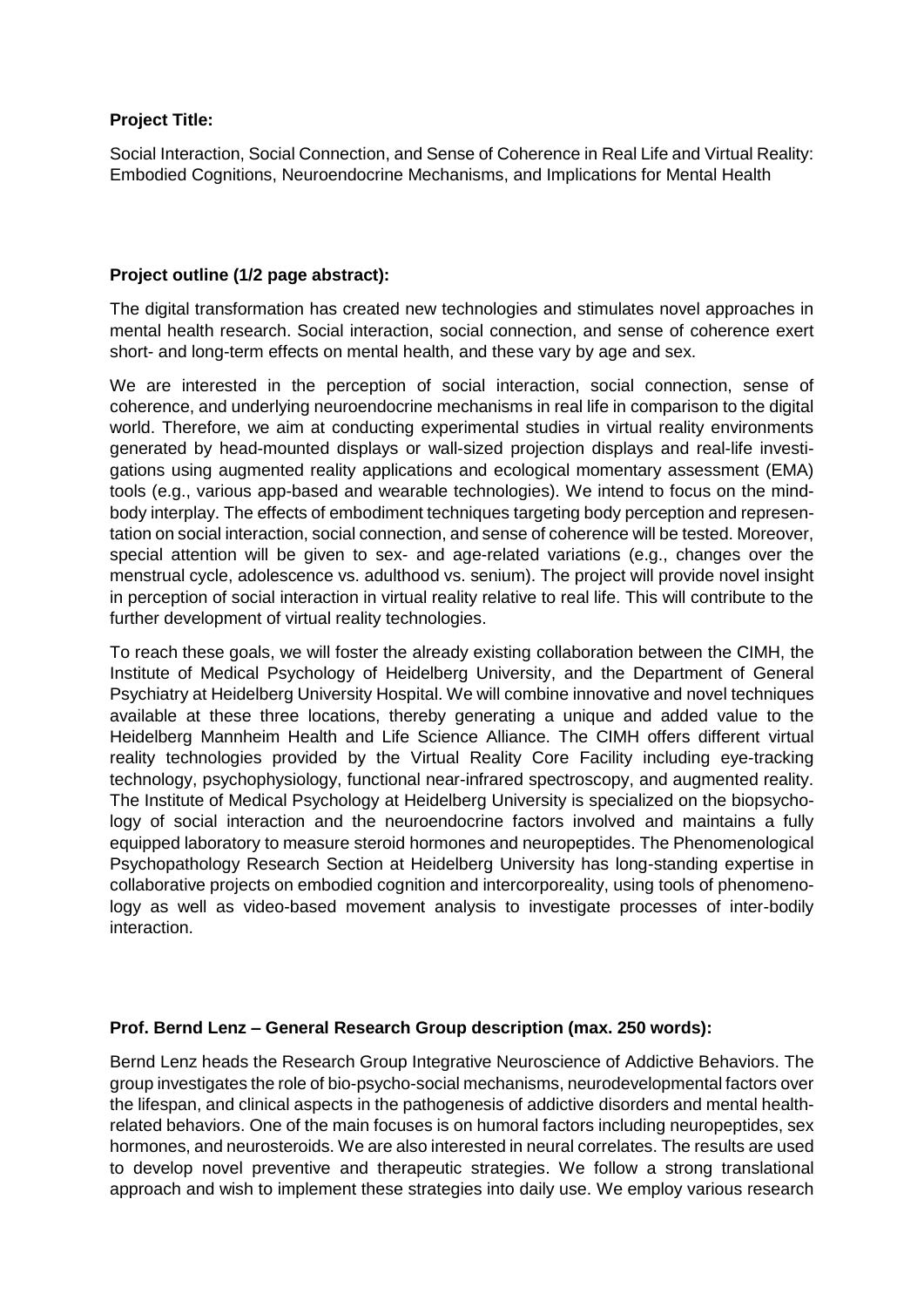**Project Title:**

Social Interaction, Social Connection, and Sense of Coherence in Real Life and Virtual Reality: Embodied Cognitions, Neuroendocrine Mechanisms, and Implications for Mental Health

**Project outline (1/2 page abstract):**

The digital transformation has created new technologies and stimulates novel approaches in mental health research. Social interaction, social connection, and sense of coherence exert short- and long-term effects on mental health, and these vary by age and sex.

We are interested in the perception of social interaction, social connection, sense of coherence, and underlying neuroendocrine mechanisms in real life in comparison to the digital world. Therefore, we aim at conducting experimental studies in virtual reality environments generated by head-mounted displays or wall-sized projection displays and real-life investigations using augmented reality applications and ecological momentary assessment (EMA) tools (e.g., various app-based and wearable technologies). We intend to focus on the mind-body interplay. The effects of embodiment techniques targeting body perception and representation on social interaction, social connection, and sense of coherence will be tested. Moreover, special attention will be given to sex- and age-related variations (e.g., changes over the menstrual cycle, adolescence vs. adulthood vs. senium). The project will provide novel insight in perception of social interaction in virtual reality relative to real life. This will contribute to the further development of virtual reality technologies.

To reach these goals, we will foster the already existing collaboration between the CIMH, the Institute of Medical Psychology of Heidelberg University, and the Department of General Psychiatry at Heidelberg University Hospital. We will combine innovative and novel techniques available at these three locations, thereby generating a unique and added value to the Heidelberg Mannheim Health and Life Science Alliance. The CIMH offers different virtual reality technologies provided by the Virtual Reality Core Facility including eye-tracking technology, psychophysiology, functional near-infrared spectroscopy, and augmented reality. The Institute of Medical Psychology at Heidelberg University is specialized on the biopsychology of social interaction and the neuroendocrine factors involved and maintains a fully equipped laboratory to measure steroid hormones and neuropeptides. The Phenomenological Psychopathology Research Section at Heidelberg University has long-standing expertise in collaborative projects on embodied cognition and intercorporeality, using tools of phenomenology as well as video-based movement analysis to investigate processes of inter-bodily interaction.

**Prof. Bernd Lenz – General Research Group description (max. 250 words):**

Bernd Lenz heads the Research Group Integrative Neuroscience of Addictive Behaviors. The group investigates the role of bio-psycho-social mechanisms, neurodevelopmental factors over the lifespan, and clinical aspects in the pathogenesis of addictive disorders and mental health-related behaviors. One of the main focuses is on humoral factors including neuropeptides, sex hormones, and neurosteroids. We are also interested in neural correlates. The results are used to develop novel preventive and therapeutic strategies. We follow a strong translational approach and wish to implement these strategies into daily use. We employ various research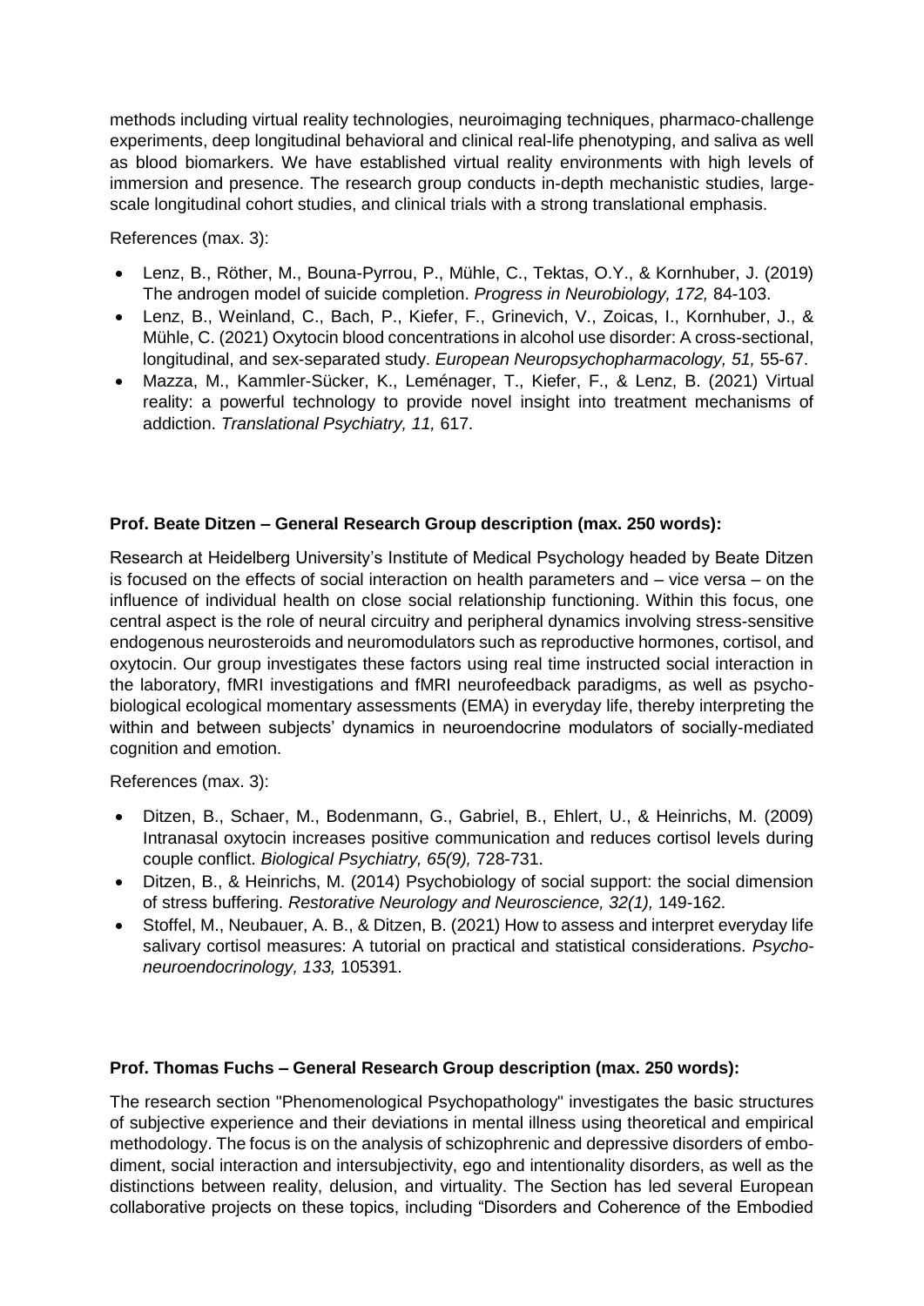methods including virtual reality technologies, neuroimaging techniques, pharmaco-challenge experiments, deep longitudinal behavioral and clinical real-life phenotyping, and saliva as well as blood biomarkers. We have established virtual reality environments with high levels of immersion and presence. The research group conducts in-depth mechanistic studies, large-scale longitudinal cohort studies, and clinical trials with a strong translational emphasis.

References (max. 3):

- Lenz, B., Röther, M., Bouna-Pyrrou, P., Mühle, C., Tektas, O.Y., & Kornhuber, J. (2019) The androgen model of suicide completion. *Progress in Neurobiology, 172,* 84-103.
- Lenz, B., Weinland, C., Bach, P., Kiefer, F., Grinevich, V., Zoicas, I., Kornhuber, J., & Mühle, C. (2021) Oxytocin blood concentrations in alcohol use disorder: A cross-sectional, longitudinal, and sex-separated study. *European Neuropsychopharmacology, 51,* 55-67.
- Mazza, M., Kammler-Sücker, K., Leménager, T., Kiefer, F., & Lenz, B. (2021) Virtual reality: a powerful technology to provide novel insight into treatment mechanisms of addiction. *Translational Psychiatry, 11,* 617.

**Prof. Beate Ditzen – General Research Group description (max. 250 words):**

Research at Heidelberg University's Institute of Medical Psychology headed by Beate Ditzen is focused on the effects of social interaction on health parameters and – vice versa – on the influence of individual health on close social relationship functioning. Within this focus, one central aspect is the role of neural circuitry and peripheral dynamics involving stress-sensitive endogenous neurosteroids and neuromodulators such as reproductive hormones, cortisol, and oxytocin. Our group investigates these factors using real time instructed social interaction in the laboratory, fMRI investigations and fMRI neurofeedback paradigms, as well as psycho-biological ecological momentary assessments (EMA) in everyday life, thereby interpreting the within and between subjects' dynamics in neuroendocrine modulators of socially-mediated cognition and emotion.

References (max. 3):

- Ditzen, B., Schaer, M., Bodenmann, G., Gabriel, B., Ehlert, U., & Heinrichs, M. (2009) Intranasal oxytocin increases positive communication and reduces cortisol levels during couple conflict. *Biological Psychiatry, 65(9),* 728-731.
- Ditzen, B., & Heinrichs, M. (2014) Psychobiology of social support: the social dimension of stress buffering. *Restorative Neurology and Neuroscience, 32(1),* 149-162.
- Stoffel, M., Neubauer, A. B., & Ditzen, B. (2021) How to assess and interpret everyday life salivary cortisol measures: A tutorial on practical and statistical considerations. *Psycho-neuroendocrinology, 133,* 105391.

**Prof. Thomas Fuchs – General Research Group description (max. 250 words):**

The research section "Phenomenological Psychopathology" investigates the basic structures of subjective experience and their deviations in mental illness using theoretical and empirical methodology. The focus is on the analysis of schizophrenic and depressive disorders of embodiment, social interaction and intersubjectivity, ego and intentionality disorders, as well as the distinctions between reality, delusion, and virtuality. The Section has led several European collaborative projects on these topics, including "Disorders and Coherence of the Embodied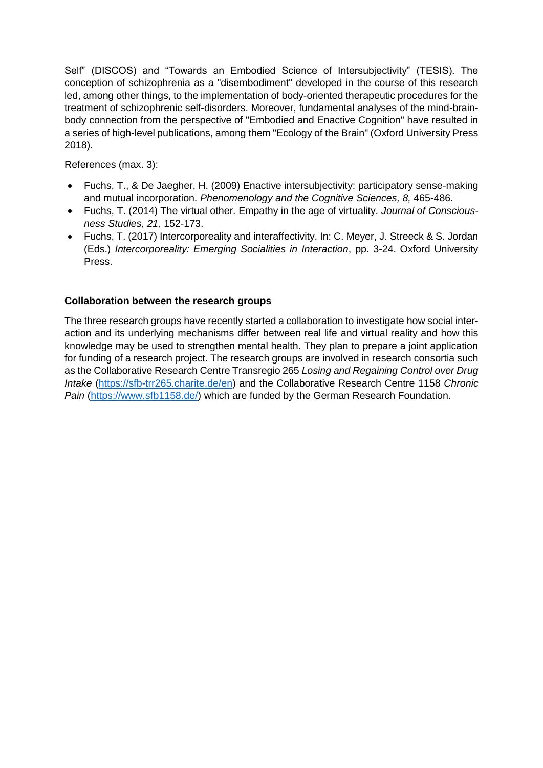Self" (DISCOS) and "Towards an Embodied Science of Intersubjectivity" (TESIS). The conception of schizophrenia as a "disembodiment" developed in the course of this research led, among other things, to the implementation of body-oriented therapeutic procedures for the treatment of schizophrenic self-disorders. Moreover, fundamental analyses of the mind-brain-body connection from the perspective of "Embodied and Enactive Cognition" have resulted in a series of high-level publications, among them "Ecology of the Brain" (Oxford University Press 2018).

References (max. 3):

- Fuchs, T., & De Jaegher, H. (2009) Enactive intersubjectivity: participatory sense-making and mutual incorporation. *Phenomenology and the Cognitive Sciences, 8,* 465-486.
- Fuchs, T. (2014) The virtual other. Empathy in the age of virtuality. *Journal of Consciousness Studies, 21,* 152-173.
- Fuchs, T. (2017) Intercorporeality and interaffectivity. In: C. Meyer, J. Streeck & S. Jordan (Eds.) *Intercorporeality: Emerging Socialities in Interaction*, pp. 3-24. Oxford University Press.

**Collaboration between the research groups**

The three research groups have recently started a collaboration to investigate how social interaction and its underlying mechanisms differ between real life and virtual reality and how this knowledge may be used to strengthen mental health. They plan to prepare a joint application for funding of a research project. The research groups are involved in research consortia such as the Collaborative Research Centre Transregio 265 *Losing and Regaining Control over Drug Intake* (https://sfb-trr265.charite.de/en) and the Collaborative Research Centre 1158 *Chronic Pain* (https://www.sfb1158.de/) which are funded by the German Research Foundation.